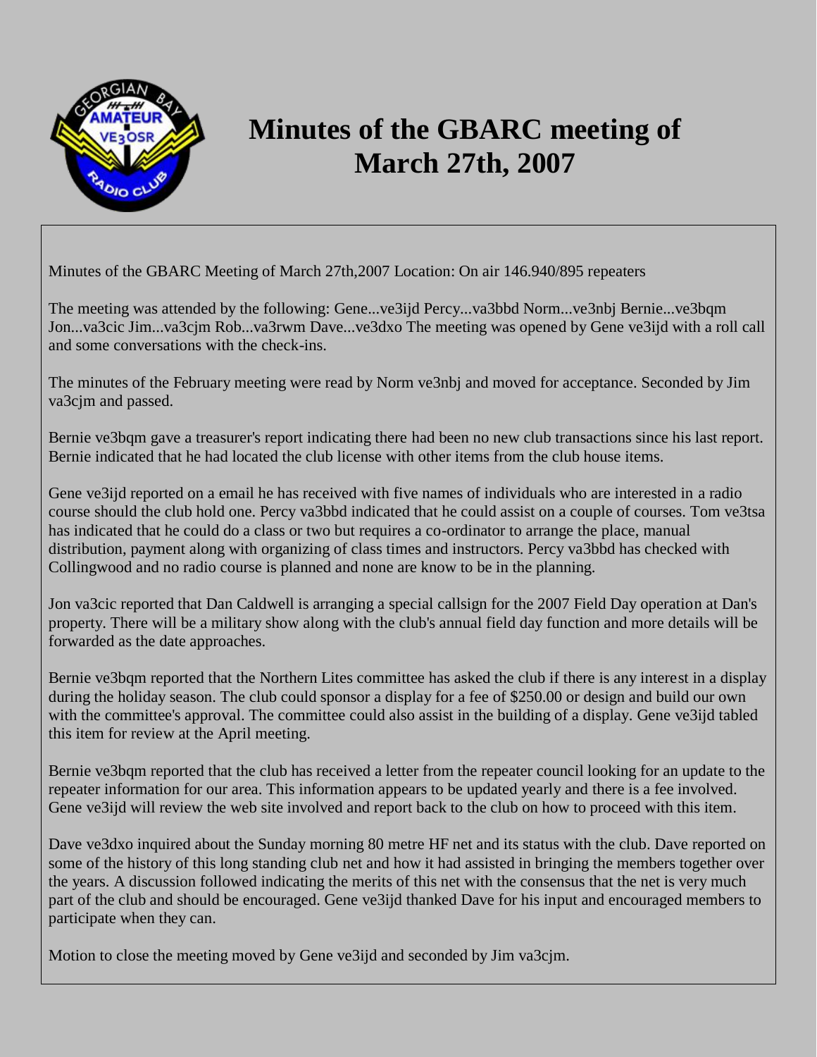# Minutes of the GBARC meeting of March 27th, 2007

Minutes of the GBARC Meeting of March 27th,2007 Location: On air 146.940/895 repeaters

The meeting was attended by the following: Gene...ve3ijd Percy...va3bbd Norm...ve3nbj Bernie...ve3bqm Jon...va3cic Jim...va3cjm Rob...va3rwm Dave...ve3dxo The meeting was opened by Gene ve3ijd with a roll call and some conversations with the check-ins.

The minutes of the February meeting were read by Norm ve3nbj and moved for acceptance. Seconded by Jim va3cjm and passed.

Bernie ve3bqm gave a treasurer's report indicating there had been no new club transactions since his last report. Bernie indicated that he had located the club license with other items from the club house items.

Gene ve3ijd reported on a email he has received with five names of individuals who are interested in a radio course should the club hold one. Percy va3bbd indicated that he could assist on a couple of courses. Tom ve3tsa has indicated that he could do a class or two but requires a co-ordinator to arrange the place, manual distribution, payment along with organizing of class times and instructors. Percy va3bbd has checked with Collingwood and no radio course is planned and none are know to be in the planning.

Jon va3cic reported that Dan Caldwell is arranging a special callsign for the 2007 Field Day operation at Dan's property. There will be a military show along with the club's annual field day function and more details will be forwarded as the date approaches.

Bernie ve3bqm reported that the Northern Lites committee has asked the club if there is any interest in a display during the holiday season. The club could sponsor a display for a fee of $250.00 or design and build our own with the committee's approval. The committee could also assist in the building of a display. Gene ve3ijd tabled this item for review at the April meeting.

Bernie ve3bqm reported that the club has received a letter from the repeater council looking for an update to the repeater information for our area. This information appears to be updated yearly and there is a fee involved. Gene ve3ijd will review the web site involved and report back to the club on how to proceed with this item.

Dave ve3dxo inquired about the Sunday morning 80 metre HF net and its status with the club. Dave reported on some of the history of this long standing club net and how it had assisted in bringing the members together over the years. A discussion followed indicating the merits of this net with the consensus that the net is very much part of the club and should be encouraged. Gene ve3ijd thanked Dave for his input and encouraged members to participate when they can.

Motion to close the meeting moved by Gene ve3ijd and seconded by Jim va3cjm.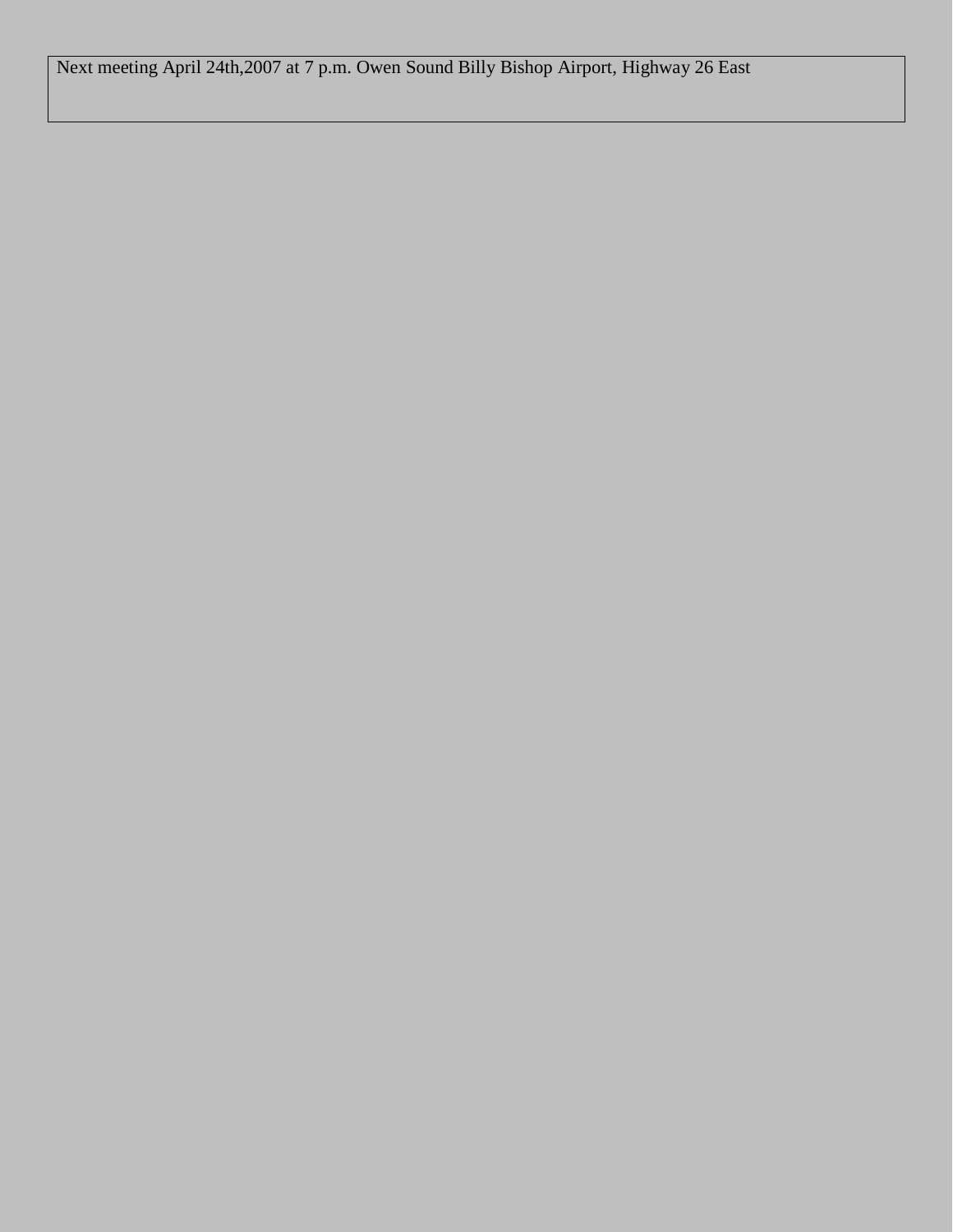Next meeting April 24th,2007 at 7 p.m. Owen Sound Billy Bishop Airport, Highway 26 East